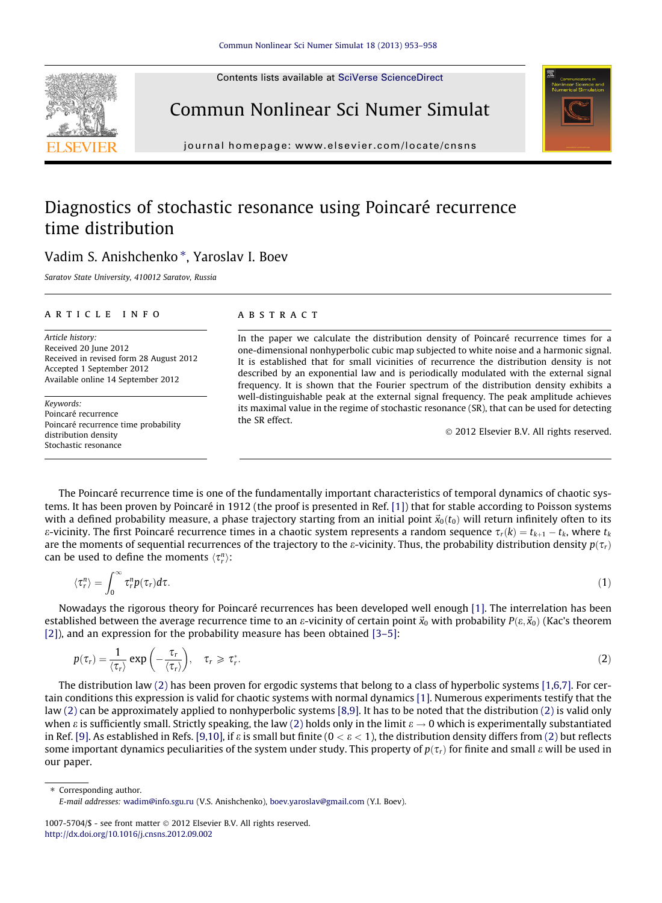# Diagnostics of stochastic resonance using Poincaré recurrence time distribution

Vadim S. Anishchenko *, Yaroslav I. Boev

*Saratov State University, 410012 Saratov, Russia*

## ARTICLE INFO

*Article history:*
Received 20 June 2012
Received in revised form 28 August 2012
Accepted 1 September 2012
Available online 14 September 2012

*Keywords:*
Poincaré recurrence
Poincaré recurrence time probability distribution density
Stochastic resonance

## ABSTRACT

In the paper we calculate the distribution density of Poincaré recurrence times for a one-dimensional nonhyperbolic cubic map subjected to white noise and a harmonic signal. It is established that for small vicinities of recurrence the distribution density is not described by an exponential law and is periodically modulated with the external signal frequency. It is shown that the Fourier spectrum of the distribution density exhibits a well-distinguishable peak at the external signal frequency. The peak amplitude achieves its maximal value in the regime of stochastic resonance (SR), that can be used for detecting the SR effect.

© 2012 Elsevier B.V. All rights reserved.

The Poincaré recurrence time is one of the fundamentally important characteristics of temporal dynamics of chaotic systems. It has been proven by Poincaré in 1912 (the proof is presented in Ref. [1]) that for stable according to Poisson systems with a defined probability measure, a phase trajectory starting from an initial point $\vec{x}_0(t_0)$ will return infinitely often to its $\varepsilon$-vicinity. The first Poincaré recurrence times in a chaotic system represents a random sequence $\tau_r(k) = t_{k+1} - t_k$, where $t_k$ are the moments of sequential recurrences of the trajectory to the $\varepsilon$-vicinity. Thus, the probability distribution density $p(\tau_r)$ can be used to define the moments $\langle \tau_r^n \rangle$:

$$\langle \tau_r^n \rangle = \int_0^\infty \tau_r^n p(\tau_r) d\tau. \tag{1}$$

Nowadays the rigorous theory for Poincaré recurrences has been developed well enough [1]. The interrelation has been established between the average recurrence time to an $\varepsilon$-vicinity of certain point $\vec{x}_0$ with probability $P(\varepsilon, \vec{x}_0)$ (Kac's theorem [2]), and an expression for the probability measure has been obtained [3–5]:

$$p(\tau_r) = \frac{1}{\langle \tau_r \rangle} \exp\left(-\frac{\tau_r}{\langle \tau_r \rangle}\right), \quad \tau_r \geqslant \tau_r^*. \tag{2}$$

The distribution law (2) has been proven for ergodic systems that belong to a class of hyperbolic systems [1,6,7]. For certain conditions this expression is valid for chaotic systems with normal dynamics [1]. Numerous experiments testify that the law (2) can be approximately applied to nonhyperbolic systems [8,9]. It has to be noted that the distribution (2) is valid only when $\varepsilon$ is sufficiently small. Strictly speaking, the law (2) holds only in the limit $\varepsilon \to 0$ which is experimentally substantiated in Ref. [9]. As established in Refs. [9,10], if $\varepsilon$ is small but finite ($0 < \varepsilon < 1$), the distribution density differs from (2) but reflects some important dynamics peculiarities of the system under study. This property of $p(\tau_r)$ for finite and small $\varepsilon$ will be used in our paper.

* Corresponding author.
*E-mail addresses:* wadim@info.sgu.ru (V.S. Anishchenko), boev.yaroslav@gmail.com (Y.I. Boev).

1007-5704/$ - see front matter © 2012 Elsevier B.V. All rights reserved.
http://dx.doi.org/10.1016/j.cnsns.2012.09.002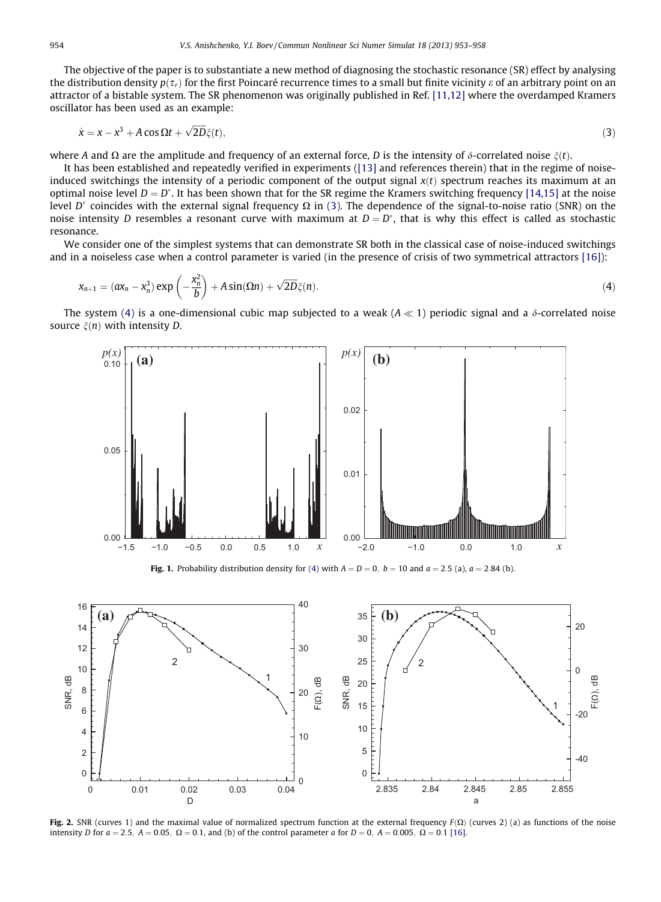The objective of the paper is to substantiate a new method of diagnosing the stochastic resonance (SR) effect by analysing the distribution density $p(\tau_r)$ for the first Poincaré recurrence times to a small but finite vicinity $\varepsilon$ of an arbitrary point on an attractor of a bistable system. The SR phenomenon was originally published in Ref. [11,12] where the overdamped Kramers oscillator has been used as an example:

$$\dot{x} = x - x^3 + A\cos\Omega t + \sqrt{2D}\xi(t), \tag{3}$$

where $A$ and $\Omega$ are the amplitude and frequency of an external force, $D$ is the intensity of $\delta$-correlated noise $\xi(t)$.

It has been established and repeatedly verified in experiments ([13] and references therein) that in the regime of noise-induced switchings the intensity of a periodic component of the output signal $x(t)$ spectrum reaches its maximum at an optimal noise level $D = D^*$. It has been shown that for the SR regime the Kramers switching frequency [14,15] at the noise level $D^*$ coincides with the external signal frequency $\Omega$ in (3). The dependence of the signal-to-noise ratio (SNR) on the noise intensity $D$ resembles a resonant curve with maximum at $D = D^*$, that is why this effect is called as stochastic resonance.

We consider one of the simplest systems that can demonstrate SR both in the classical case of noise-induced switchings and in a noiseless case when a control parameter is varied (in the presence of crisis of two symmetrical attractors [16]):

$$x_{n+1} = (ax_n - x_n^3)\exp\left(-\frac{x_n^2}{b}\right) + A\sin(\Omega n) + \sqrt{2D}\xi(n). \tag{4}$$

The system (4) is a one-dimensional cubic map subjected to a weak ($A \ll 1$) periodic signal and a $\delta$-correlated noise source $\xi(n)$ with intensity $D$.

**Fig. 1.** Probability distribution density for (4) with $A = D = 0,\ b = 10$ and $a = 2.5$ (a), $a = 2.84$ (b).

**Fig. 2.** SNR (curves 1) and the maximal value of normalized spectrum function at the external frequency $F(\Omega)$ (curves 2) (a) as functions of the noise intensity $D$ for $a = 2.5,\ A = 0.05,\ \Omega = 0.1$, and (b) of the control parameter $a$ for $D = 0,\ A = 0.005,\ \Omega = 0.1$ [16].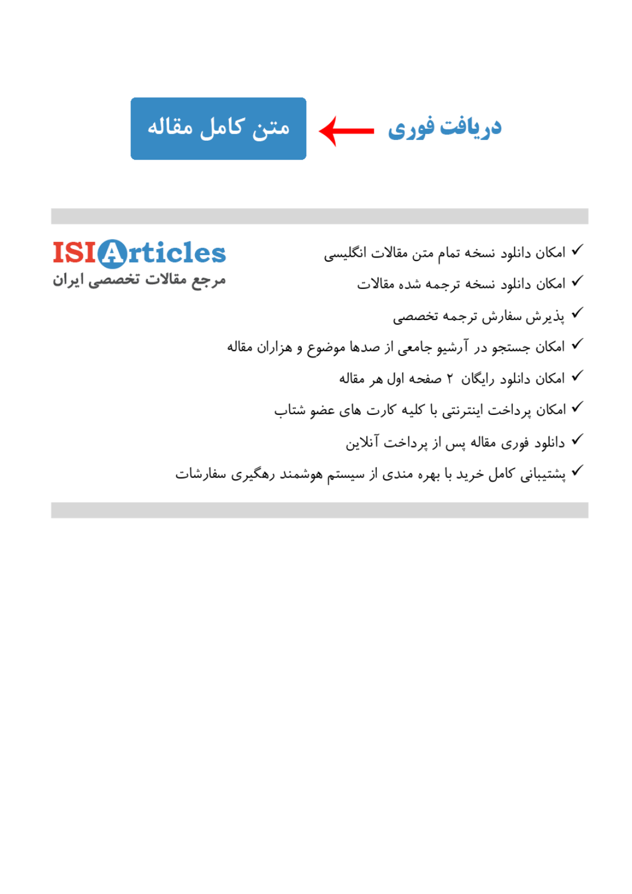دریافت فوری ← متن کامل مقاله

**ISIArticles**
مرجع مقالات تخصصی ایران

- ✓ امکان دانلود نسخه تمام متن مقالات انگلیسی
- ✓ امکان دانلود نسخه ترجمه شده مقالات
- ✓ پذیرش سفارش ترجمه تخصصی
- ✓ امکان جستجو در آرشیو جامعی از صدها موضوع و هزاران مقاله
- ✓ امکان دانلود رایگان ۲ صفحه اول هر مقاله
- ✓ امکان پرداخت اینترنتی با کلیه کارت های عضو شتاب
- ✓ دانلود فوری مقاله پس از پرداخت آنلاین
- ✓ پشتیبانی کامل خرید با بهره مندی از سیستم هوشمند رهگیری سفارشات